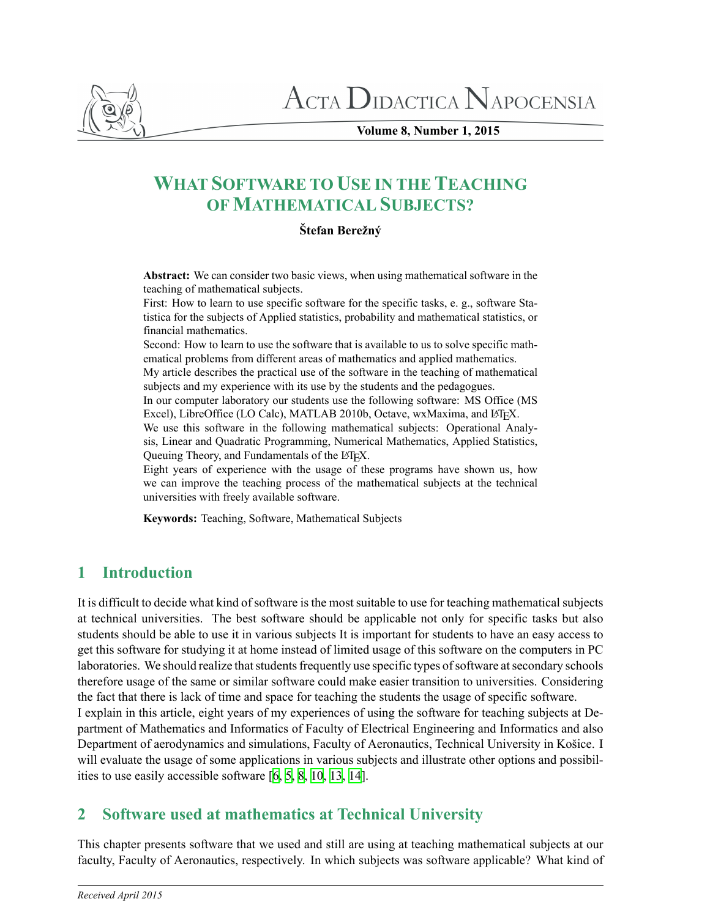# WHAT SOFTWARE TO USE IN THE TEACHING OF MATHEMATICAL SUBJECTS?

**Štefan Berežný**

**Abstract:** We can consider two basic views, when using mathematical software in the teaching of mathematical subjects.
First: How to learn to use specific software for the specific tasks, e. g., software Statistica for the subjects of Applied statistics, probability and mathematical statistics, or financial mathematics.
Second: How to learn to use the software that is available to us to solve specific mathematical problems from different areas of mathematics and applied mathematics.
My article describes the practical use of the software in the teaching of mathematical subjects and my experience with its use by the students and the pedagogues.
In our computer laboratory our students use the following software: MS Office (MS Excel), LibreOffice (LO Calc), MATLAB 2010b, Octave, wxMaxima, and LaTeX.
We use this software in the following mathematical subjects: Operational Analysis, Linear and Quadratic Programming, Numerical Mathematics, Applied Statistics, Queuing Theory, and Fundamentals of the LaTeX.
Eight years of experience with the usage of these programs have shown us, how we can improve the teaching process of the mathematical subjects at the technical universities with freely available software.

**Keywords:** Teaching, Software, Mathematical Subjects

## 1 Introduction

It is difficult to decide what kind of software is the most suitable to use for teaching mathematical subjects at technical universities. The best software should be applicable not only for specific tasks but also students should be able to use it in various subjects It is important for students to have an easy access to get this software for studying it at home instead of limited usage of this software on the computers in PC laboratories. We should realize that students frequently use specific types of software at secondary schools therefore usage of the same or similar software could make easier transition to universities. Considering the fact that there is lack of time and space for teaching the students the usage of specific software.
I explain in this article, eight years of my experiences of using the software for teaching subjects at Department of Mathematics and Informatics of Faculty of Electrical Engineering and Informatics and also Department of aerodynamics and simulations, Faculty of Aeronautics, Technical University in Košice. I will evaluate the usage of some applications in various subjects and illustrate other options and possibilities to use easily accessible software [6, 5, 8, 10, 13, 14].

## 2 Software used at mathematics at Technical University

This chapter presents software that we used and still are using at teaching mathematical subjects at our faculty, Faculty of Aeronautics, respectively. In which subjects was software applicable? What kind of

*Received April 2015*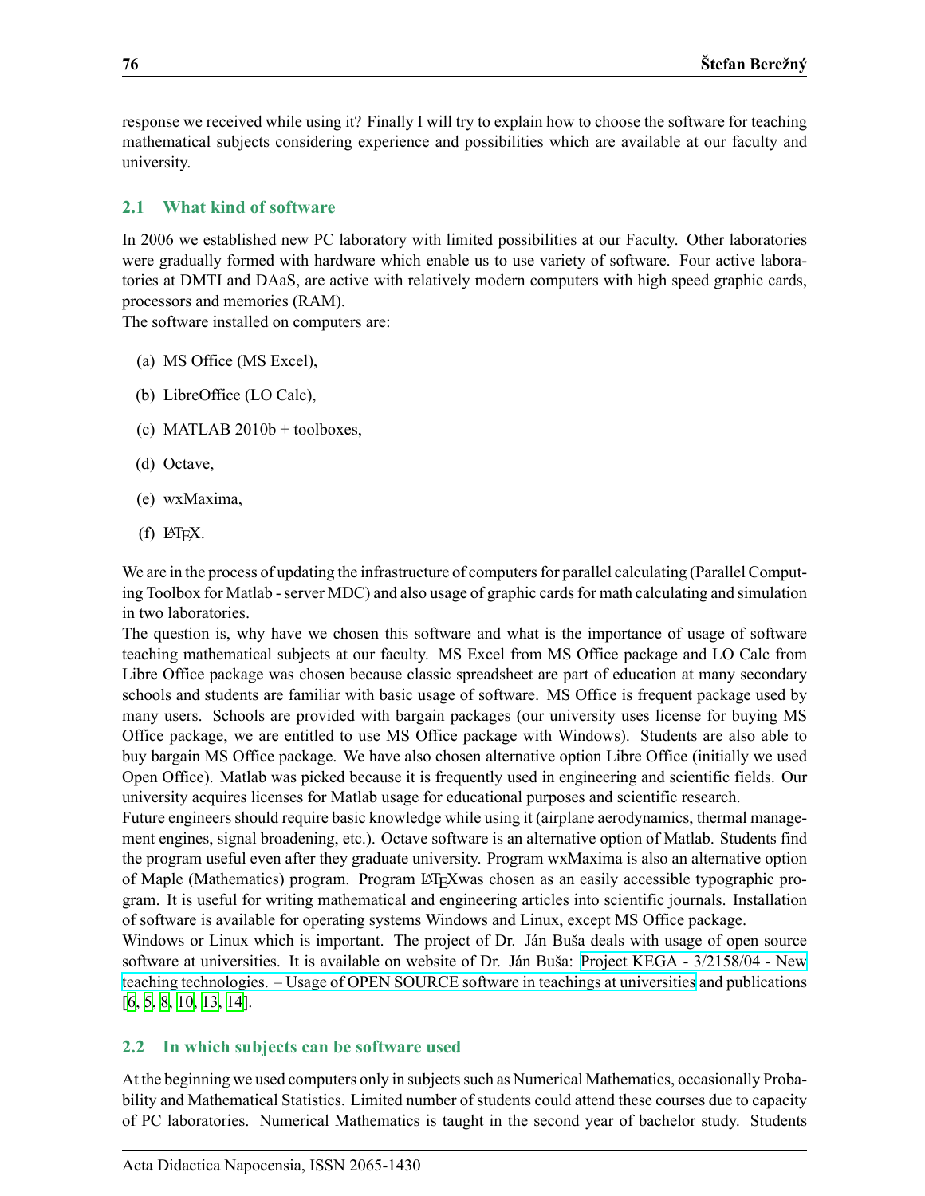response we received while using it? Finally I will try to explain how to choose the software for teaching mathematical subjects considering experience and possibilities which are available at our faculty and university.

## 2.1 What kind of software

In 2006 we established new PC laboratory with limited possibilities at our Faculty. Other laboratories were gradually formed with hardware which enable us to use variety of software. Four active laboratories at DMTI and DAaS, are active with relatively modern computers with high speed graphic cards, processors and memories (RAM).
The software installed on computers are:

(a) MS Office (MS Excel),

(b) LibreOffice (LO Calc),

(c) MATLAB 2010b + toolboxes,

(d) Octave,

(e) wxMaxima,

(f) LaTeX.

We are in the process of updating the infrastructure of computers for parallel calculating (Parallel Computing Toolbox for Matlab - server MDC) and also usage of graphic cards for math calculating and simulation in two laboratories.
The question is, why have we chosen this software and what is the importance of usage of software teaching mathematical subjects at our faculty. MS Excel from MS Office package and LO Calc from Libre Office package was chosen because classic spreadsheet are part of education at many secondary schools and students are familiar with basic usage of software. MS Office is frequent package used by many users. Schools are provided with bargain packages (our university uses license for buying MS Office package, we are entitled to use MS Office package with Windows). Students are also able to buy bargain MS Office package. We have also chosen alternative option Libre Office (initially we used Open Office). Matlab was picked because it is frequently used in engineering and scientific fields. Our university acquires licenses for Matlab usage for educational purposes and scientific research.
Future engineers should require basic knowledge while using it (airplane aerodynamics, thermal management engines, signal broadening, etc.). Octave software is an alternative option of Matlab. Students find the program useful even after they graduate university. Program wxMaxima is also an alternative option of Maple (Mathematics) program. Program LaTeXwas chosen as an easily accessible typographic program. It is useful for writing mathematical and engineering articles into scientific journals. Installation of software is available for operating systems Windows and Linux, except MS Office package.
Windows or Linux which is important. The project of Dr. Ján Buša deals with usage of open source software at universities. It is available on website of Dr. Ján Buša: Project KEGA - 3/2158/04 - New teaching technologies. – Usage of OPEN SOURCE software in teachings at universities and publications [6, 5, 8, 10, 13, 14].

## 2.2 In which subjects can be software used

At the beginning we used computers only in subjects such as Numerical Mathematics, occasionally Probability and Mathematical Statistics. Limited number of students could attend these courses due to capacity of PC laboratories. Numerical Mathematics is taught in the second year of bachelor study. Students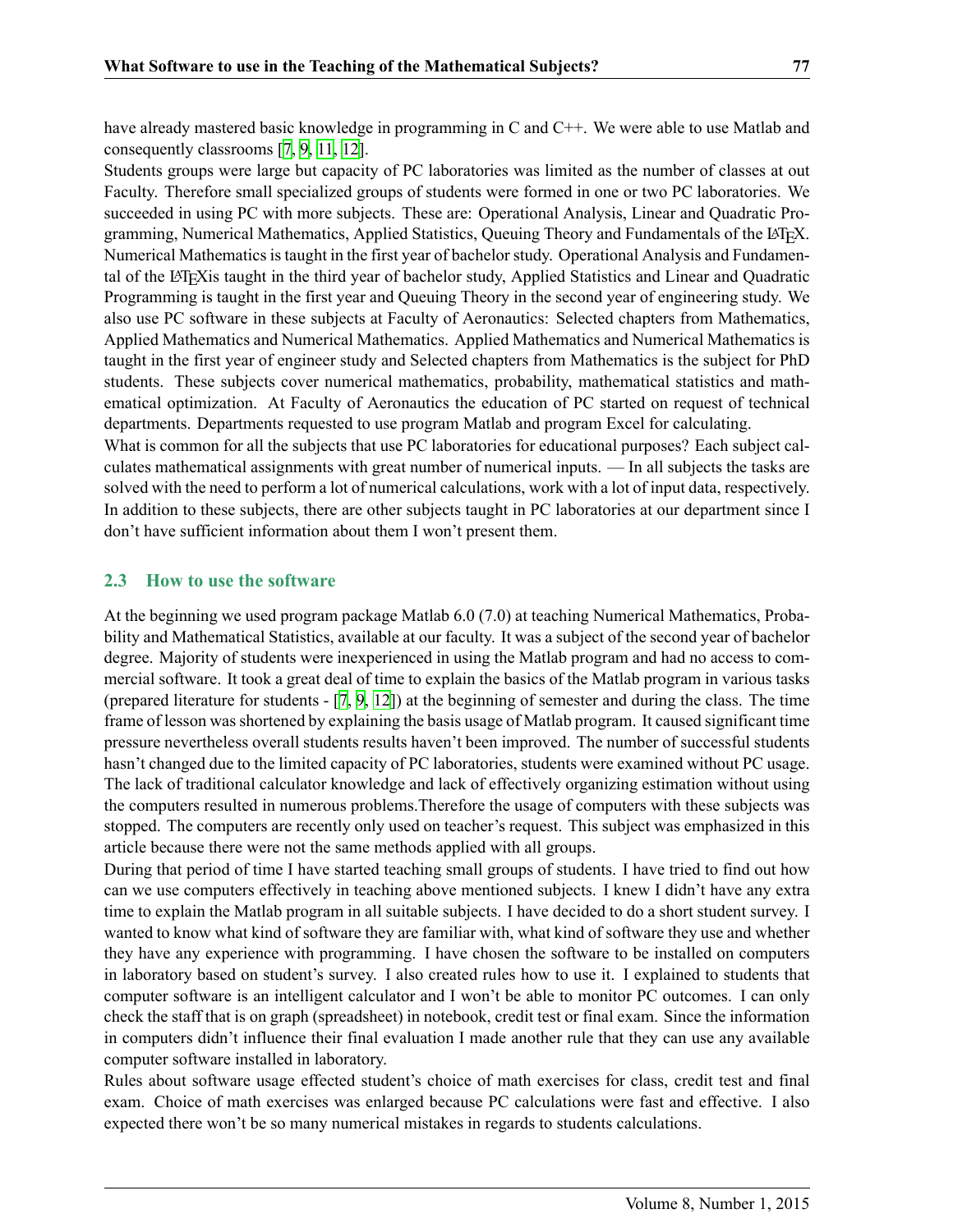have already mastered basic knowledge in programming in C and C++. We were able to use Matlab and consequently classrooms [7, 9, 11, 12].

Students groups were large but capacity of PC laboratories was limited as the number of classes at out Faculty. Therefore small specialized groups of students were formed in one or two PC laboratories. We succeeded in using PC with more subjects. These are: Operational Analysis, Linear and Quadratic Programming, Numerical Mathematics, Applied Statistics, Queuing Theory and Fundamentals of the LaTeX. Numerical Mathematics is taught in the first year of bachelor study. Operational Analysis and Fundamental of the LaTeXis taught in the third year of bachelor study, Applied Statistics and Linear and Quadratic Programming is taught in the first year and Queuing Theory in the second year of engineering study. We also use PC software in these subjects at Faculty of Aeronautics: Selected chapters from Mathematics, Applied Mathematics and Numerical Mathematics. Applied Mathematics and Numerical Mathematics is taught in the first year of engineer study and Selected chapters from Mathematics is the subject for PhD students. These subjects cover numerical mathematics, probability, mathematical statistics and mathematical optimization. At Faculty of Aeronautics the education of PC started on request of technical departments. Departments requested to use program Matlab and program Excel for calculating.

What is common for all the subjects that use PC laboratories for educational purposes? Each subject calculates mathematical assignments with great number of numerical inputs. — In all subjects the tasks are solved with the need to perform a lot of numerical calculations, work with a lot of input data, respectively. In addition to these subjects, there are other subjects taught in PC laboratories at our department since I don't have sufficient information about them I won't present them.

## 2.3 How to use the software

At the beginning we used program package Matlab 6.0 (7.0) at teaching Numerical Mathematics, Probability and Mathematical Statistics, available at our faculty. It was a subject of the second year of bachelor degree. Majority of students were inexperienced in using the Matlab program and had no access to commercial software. It took a great deal of time to explain the basics of the Matlab program in various tasks (prepared literature for students - [7, 9, 12]) at the beginning of semester and during the class. The time frame of lesson was shortened by explaining the basis usage of Matlab program. It caused significant time pressure nevertheless overall students results haven't been improved. The number of successful students hasn't changed due to the limited capacity of PC laboratories, students were examined without PC usage. The lack of traditional calculator knowledge and lack of effectively organizing estimation without using the computers resulted in numerous problems.Therefore the usage of computers with these subjects was stopped. The computers are recently only used on teacher's request. This subject was emphasized in this article because there were not the same methods applied with all groups.

During that period of time I have started teaching small groups of students. I have tried to find out how can we use computers effectively in teaching above mentioned subjects. I knew I didn't have any extra time to explain the Matlab program in all suitable subjects. I have decided to do a short student survey. I wanted to know what kind of software they are familiar with, what kind of software they use and whether they have any experience with programming. I have chosen the software to be installed on computers in laboratory based on student's survey. I also created rules how to use it. I explained to students that computer software is an intelligent calculator and I won't be able to monitor PC outcomes. I can only check the staff that is on graph (spreadsheet) in notebook, credit test or final exam. Since the information in computers didn't influence their final evaluation I made another rule that they can use any available computer software installed in laboratory.

Rules about software usage effected student's choice of math exercises for class, credit test and final exam. Choice of math exercises was enlarged because PC calculations were fast and effective. I also expected there won't be so many numerical mistakes in regards to students calculations.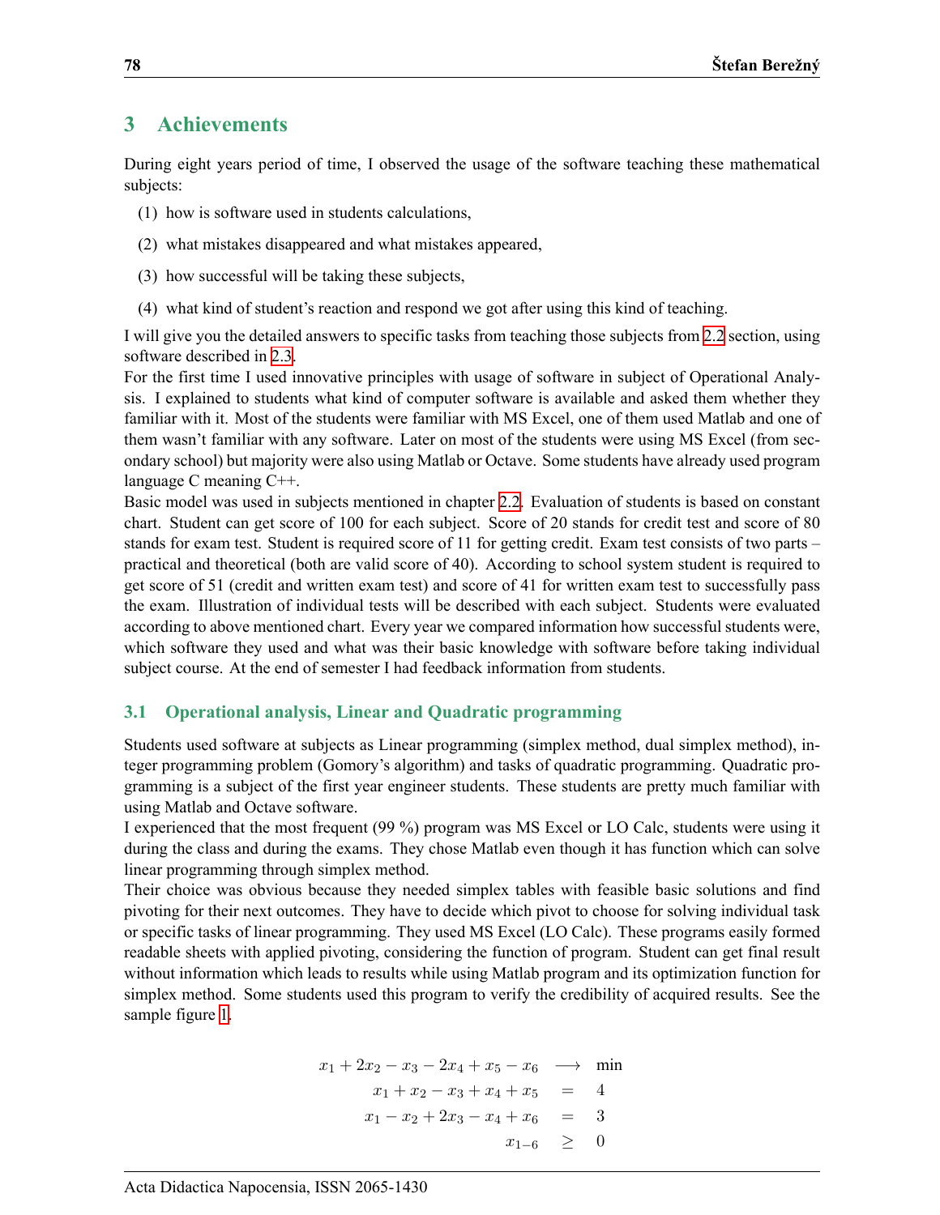## 3 Achievements

During eight years period of time, I observed the usage of the software teaching these mathematical subjects:

(1) how is software used in students calculations,

(2) what mistakes disappeared and what mistakes appeared,

(3) how successful will be taking these subjects,

(4) what kind of student's reaction and respond we got after using this kind of teaching.

I will give you the detailed answers to specific tasks from teaching those subjects from 2.2 section, using software described in 2.3.
For the first time I used innovative principles with usage of software in subject of Operational Analysis. I explained to students what kind of computer software is available and asked them whether they familiar with it. Most of the students were familiar with MS Excel, one of them used Matlab and one of them wasn't familiar with any software. Later on most of the students were using MS Excel (from secondary school) but majority were also using Matlab or Octave. Some students have already used program language C meaning C++.
Basic model was used in subjects mentioned in chapter 2.2. Evaluation of students is based on constant chart. Student can get score of 100 for each subject. Score of 20 stands for credit test and score of 80 stands for exam test. Student is required score of 11 for getting credit. Exam test consists of two parts – practical and theoretical (both are valid score of 40). According to school system student is required to get score of 51 (credit and written exam test) and score of 41 for written exam test to successfully pass the exam. Illustration of individual tests will be described with each subject. Students were evaluated according to above mentioned chart. Every year we compared information how successful students were, which software they used and what was their basic knowledge with software before taking individual subject course. At the end of semester I had feedback information from students.

### 3.1 Operational analysis, Linear and Quadratic programming

Students used software at subjects as Linear programming (simplex method, dual simplex method), integer programming problem (Gomory's algorithm) and tasks of quadratic programming. Quadratic programming is a subject of the first year engineer students. These students are pretty much familiar with using Matlab and Octave software.
I experienced that the most frequent (99 %) program was MS Excel or LO Calc, students were using it during the class and during the exams. They chose Matlab even though it has function which can solve linear programming through simplex method.
Their choice was obvious because they needed simplex tables with feasible basic solutions and find pivoting for their next outcomes. They have to decide which pivot to choose for solving individual task or specific tasks of linear programming. They used MS Excel (LO Calc). These programs easily formed readable sheets with applied pivoting, considering the function of program. Student can get final result without information which leads to results while using Matlab program and its optimization function for simplex method. Some students used this program to verify the credibility of acquired results. See the sample figure 1.

$$
\begin{aligned}
x_1 + 2x_2 - x_3 - 2x_4 + x_5 - x_6 &\longrightarrow \min \\
x_1 + x_2 - x_3 + x_4 + x_5 &= 4 \\
x_1 - x_2 + 2x_3 - x_4 + x_6 &= 3 \\
x_{1-6} &\geq 0
\end{aligned}
$$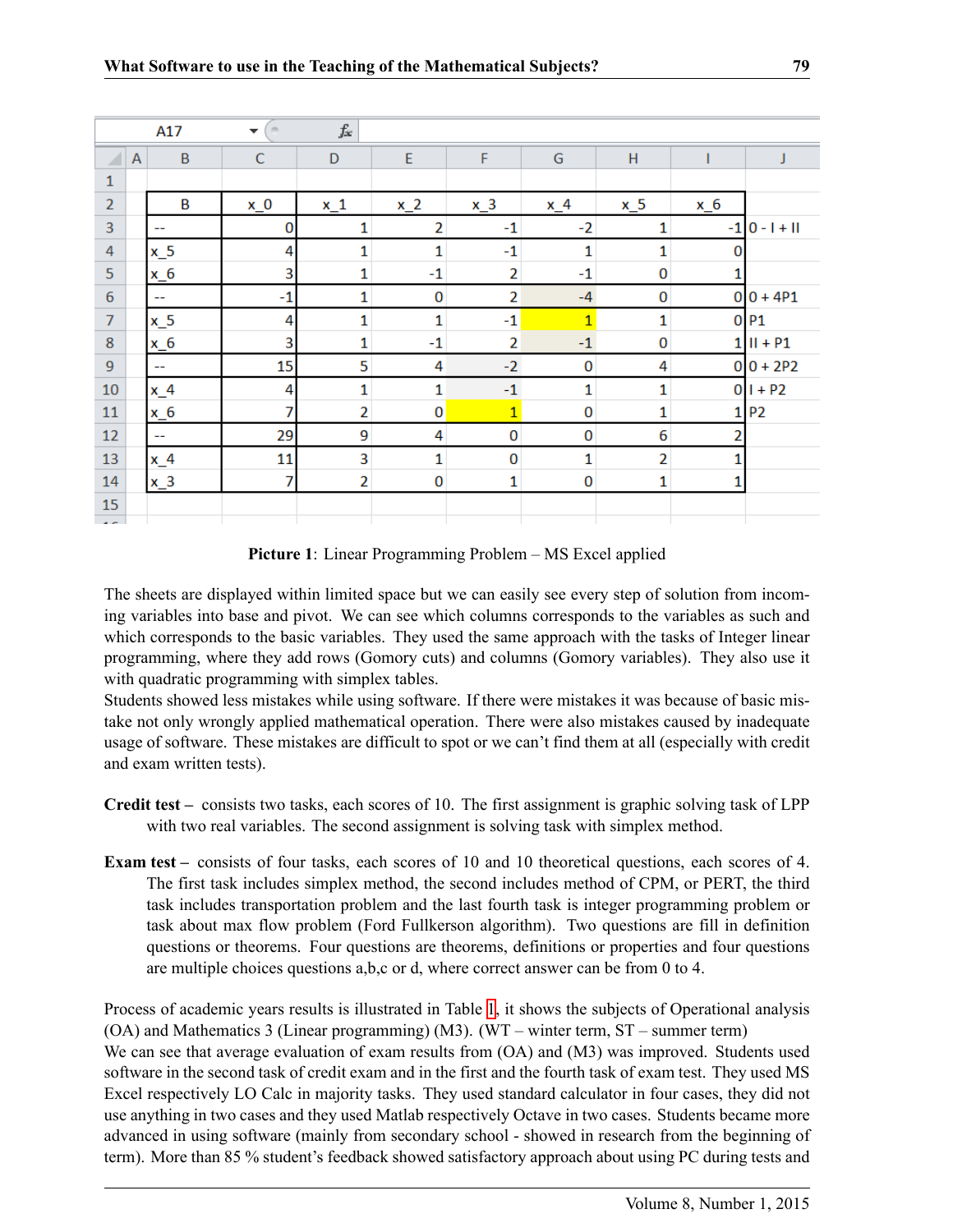| B | x_0 | x_1 | x_2 | x_3 | x_4 | x_5 | x_6 | |
|---|---|---|---|---|---|---|---|---|
| -- | 0 | 1 | 2 | -1 | -2 | 1 | -1 | 0 - I + II |
| x_5 | 4 | 1 | 1 | -1 | 1 | 1 | 0 | |
| x_6 | 3 | 1 | -1 | 2 | -1 | 0 | 1 | |
| -- | -1 | 1 | 0 | 2 | -4 | 0 | 0 | 0 + 4P1 |
| x_5 | 4 | 1 | 1 | -1 | 1 | 1 | 0 | P1 |
| x_6 | 3 | 1 | -1 | 2 | -1 | 0 | 1 | II + P1 |
| -- | 15 | 5 | 4 | -2 | 0 | 4 | 0 | 0 + 2P2 |
| x_4 | 4 | 1 | 1 | -1 | 1 | 1 | 0 | I + P2 |
| x_6 | 7 | 2 | 0 | 1 | 0 | 1 | 1 | P2 |
| -- | 29 | 9 | 4 | 0 | 0 | 6 | 2 | |
| x_4 | 11 | 3 | 1 | 0 | 1 | 2 | 1 | |
| x_3 | 7 | 2 | 0 | 1 | 0 | 1 | 1 | |

**Picture 1**: Linear Programming Problem – MS Excel applied

The sheets are displayed within limited space but we can easily see every step of solution from incoming variables into base and pivot. We can see which columns corresponds to the variables as such and which corresponds to the basic variables. They used the same approach with the tasks of Integer linear programming, where they add rows (Gomory cuts) and columns (Gomory variables). They also use it with quadratic programming with simplex tables.

Students showed less mistakes while using software. If there were mistakes it was because of basic mistake not only wrongly applied mathematical operation. There were also mistakes caused by inadequate usage of software. These mistakes are difficult to spot or we can't find them at all (especially with credit and exam written tests).

**Credit test –** consists two tasks, each scores of 10. The first assignment is graphic solving task of LPP with two real variables. The second assignment is solving task with simplex method.

**Exam test –** consists of four tasks, each scores of 10 and 10 theoretical questions, each scores of 4. The first task includes simplex method, the second includes method of CPM, or PERT, the third task includes transportation problem and the last fourth task is integer programming problem or task about max flow problem (Ford Fullkerson algorithm). Two questions are fill in definition questions or theorems. Four questions are theorems, definitions or properties and four questions are multiple choices questions a,b,c or d, where correct answer can be from 0 to 4.

Process of academic years results is illustrated in Table 1, it shows the subjects of Operational analysis (OA) and Mathematics 3 (Linear programming) (M3). (WT – winter term, ST – summer term)

We can see that average evaluation of exam results from (OA) and (M3) was improved. Students used software in the second task of credit exam and in the first and the fourth task of exam test. They used MS Excel respectively LO Calc in majority tasks. They used standard calculator in four cases, they did not use anything in two cases and they used Matlab respectively Octave in two cases. Students became more advanced in using software (mainly from secondary school - showed in research from the beginning of term). More than 85 % student's feedback showed satisfactory approach about using PC during tests and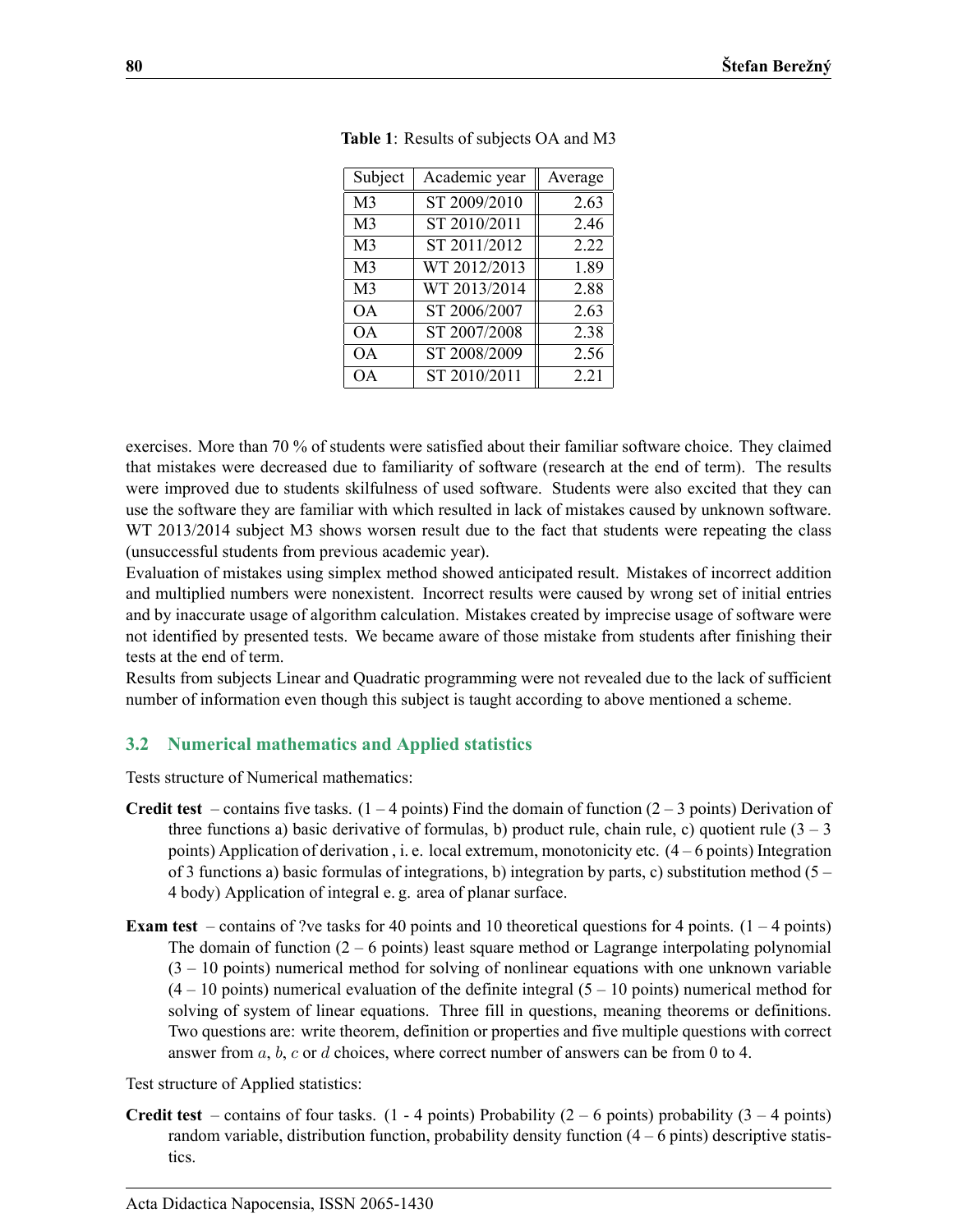**Table 1**: Results of subjects OA and M3

| Subject | Academic year | Average |
|---|---|---|
| M3 | ST 2009/2010 | 2.63 |
| M3 | ST 2010/2011 | 2.46 |
| M3 | ST 2011/2012 | 2.22 |
| M3 | WT 2012/2013 | 1.89 |
| M3 | WT 2013/2014 | 2.88 |
| OA | ST 2006/2007 | 2.63 |
| OA | ST 2007/2008 | 2.38 |
| OA | ST 2008/2009 | 2.56 |
| OA | ST 2010/2011 | 2.21 |

exercises. More than 70 % of students were satisfied about their familiar software choice. They claimed that mistakes were decreased due to familiarity of software (research at the end of term). The results were improved due to students skilfulness of used software. Students were also excited that they can use the software they are familiar with which resulted in lack of mistakes caused by unknown software. WT 2013/2014 subject M3 shows worsen result due to the fact that students were repeating the class (unsuccessful students from previous academic year).

Evaluation of mistakes using simplex method showed anticipated result. Mistakes of incorrect addition and multiplied numbers were nonexistent. Incorrect results were caused by wrong set of initial entries and by inaccurate usage of algorithm calculation. Mistakes created by imprecise usage of software were not identified by presented tests. We became aware of those mistake from students after finishing their tests at the end of term.

Results from subjects Linear and Quadratic programming were not revealed due to the lack of sufficient number of information even though this subject is taught according to above mentioned a scheme.

### 3.2 Numerical mathematics and Applied statistics

Tests structure of Numerical mathematics:

**Credit test** – contains five tasks. (1 – 4 points) Find the domain of function (2 – 3 points) Derivation of three functions a) basic derivative of formulas, b) product rule, chain rule, c) quotient rule (3 – 3 points) Application of derivation , i. e. local extremum, monotonicity etc. (4 – 6 points) Integration of 3 functions a) basic formulas of integrations, b) integration by parts, c) substitution method (5 – 4 body) Application of integral e. g. area of planar surface.

**Exam test** – contains of ?ve tasks for 40 points and 10 theoretical questions for 4 points. (1 – 4 points) The domain of function (2 – 6 points) least square method or Lagrange interpolating polynomial (3 – 10 points) numerical method for solving of nonlinear equations with one unknown variable (4 – 10 points) numerical evaluation of the definite integral (5 – 10 points) numerical method for solving of system of linear equations. Three fill in questions, meaning theorems or definitions. Two questions are: write theorem, definition or properties and five multiple questions with correct answer from $a$, $b$, $c$ or $d$ choices, where correct number of answers can be from 0 to 4.

Test structure of Applied statistics:

**Credit test** – contains of four tasks. (1 - 4 points) Probability (2 – 6 points) probability (3 – 4 points) random variable, distribution function, probability density function (4 – 6 pints) descriptive statistics.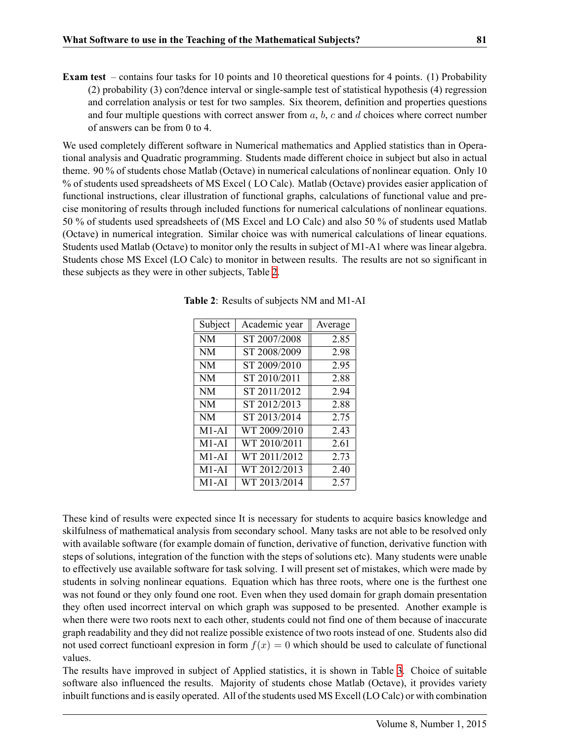**Exam test** – contains four tasks for 10 points and 10 theoretical questions for 4 points. (1) Probability (2) probability (3) con?dence interval or single-sample test of statistical hypothesis (4) regression and correlation analysis or test for two samples. Six theorem, definition and properties questions and four multiple questions with correct answer from $a$, $b$, $c$ and $d$ choices where correct number of answers can be from 0 to 4.

We used completely different software in Numerical mathematics and Applied statistics than in Operational analysis and Quadratic programming. Students made different choice in subject but also in actual theme. 90 % of students chose Matlab (Octave) in numerical calculations of nonlinear equation. Only 10 % of students used spreadsheets of MS Excel ( LO Calc). Matlab (Octave) provides easier application of functional instructions, clear illustration of functional graphs, calculations of functional value and precise monitoring of results through included functions for numerical calculations of nonlinear equations. 50 % of students used spreadsheets of (MS Excel and LO Calc) and also 50 % of students used Matlab (Octave) in numerical integration. Similar choice was with numerical calculations of linear equations. Students used Matlab (Octave) to monitor only the results in subject of M1-A1 where was linear algebra. Students chose MS Excel (LO Calc) to monitor in between results. The results are not so significant in these subjects as they were in other subjects, Table 2.

**Table 2**: Results of subjects NM and M1-AI

| Subject | Academic year | Average |
|---|---|---|
| NM | ST 2007/2008 | 2.85 |
| NM | ST 2008/2009 | 2.98 |
| NM | ST 2009/2010 | 2.95 |
| NM | ST 2010/2011 | 2.88 |
| NM | ST 2011/2012 | 2.94 |
| NM | ST 2012/2013 | 2.88 |
| NM | ST 2013/2014 | 2.75 |
| M1-AI | WT 2009/2010 | 2.43 |
| M1-AI | WT 2010/2011 | 2.61 |
| M1-AI | WT 2011/2012 | 2.73 |
| M1-AI | WT 2012/2013 | 2.40 |
| M1-AI | WT 2013/2014 | 2.57 |

These kind of results were expected since It is necessary for students to acquire basics knowledge and skilfulness of mathematical analysis from secondary school. Many tasks are not able to be resolved only with available software (for example domain of function, derivative of function, derivative function with steps of solutions, integration of the function with the steps of solutions etc). Many students were unable to effectively use available software for task solving. I will present set of mistakes, which were made by students in solving nonlinear equations. Equation which has three roots, where one is the furthest one was not found or they only found one root. Even when they used domain for graph domain presentation they often used incorrect interval on which graph was supposed to be presented. Another example is when there were two roots next to each other, students could not find one of them because of inaccurate graph readability and they did not realize possible existence of two roots instead of one. Students also did not used correct functioanl expresion in form $f(x) = 0$ which should be used to calculate of functional values.

The results have improved in subject of Applied statistics, it is shown in Table 3. Choice of suitable software also influenced the results. Majority of students chose Matlab (Octave), it provides variety inbuilt functions and is easily operated. All of the students used MS Excell (LO Calc) or with combination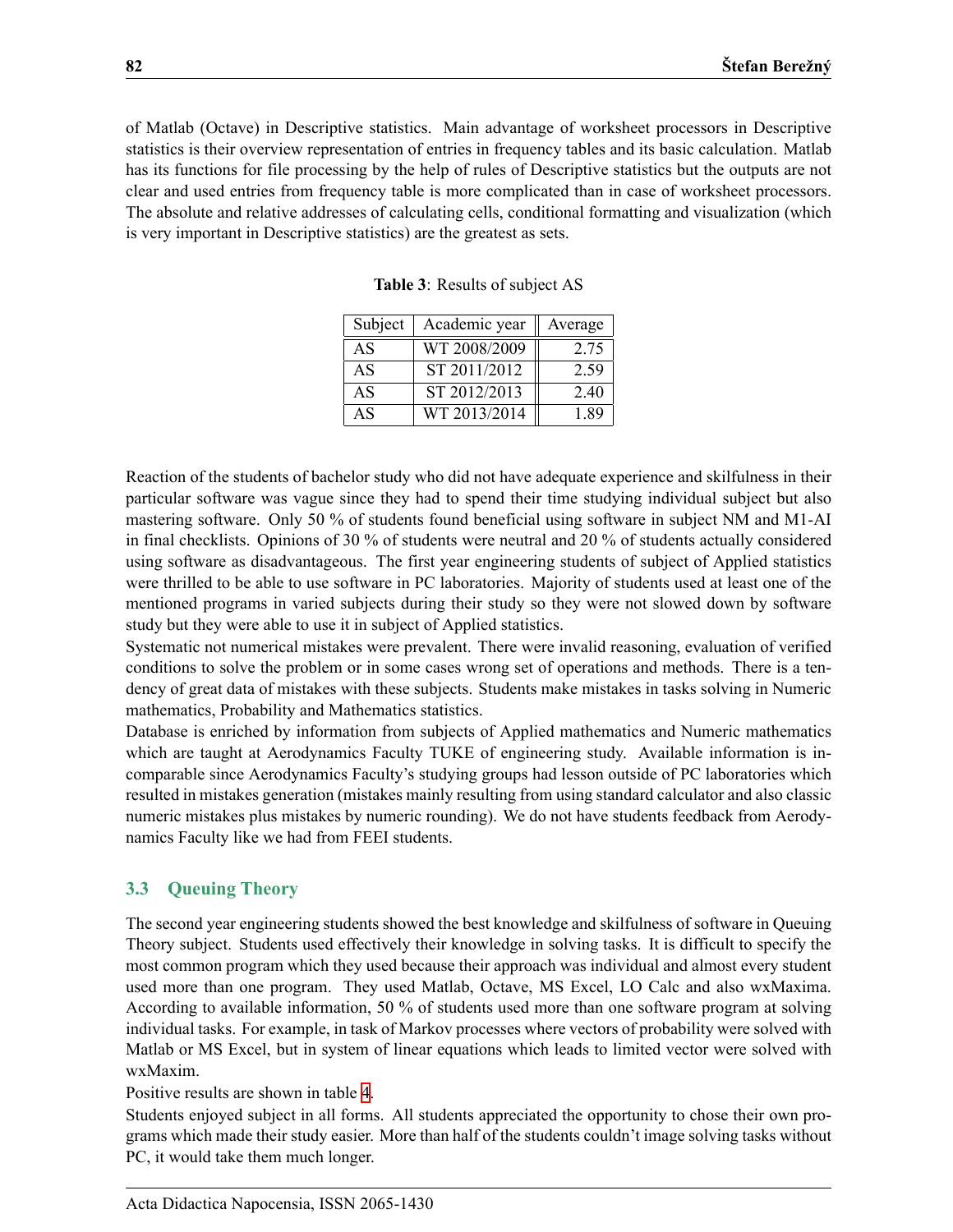of Matlab (Octave) in Descriptive statistics. Main advantage of worksheet processors in Descriptive statistics is their overview representation of entries in frequency tables and its basic calculation. Matlab has its functions for file processing by the help of rules of Descriptive statistics but the outputs are not clear and used entries from frequency table is more complicated than in case of worksheet processors. The absolute and relative addresses of calculating cells, conditional formatting and visualization (which is very important in Descriptive statistics) are the greatest as sets.

**Table 3**: Results of subject AS

| Subject | Academic year | Average |
|---|---|---|
| AS | WT 2008/2009 | 2.75 |
| AS | ST 2011/2012 | 2.59 |
| AS | ST 2012/2013 | 2.40 |
| AS | WT 2013/2014 | 1.89 |

Reaction of the students of bachelor study who did not have adequate experience and skilfulness in their particular software was vague since they had to spend their time studying individual subject but also mastering software. Only 50 % of students found beneficial using software in subject NM and M1-AI in final checklists. Opinions of 30 % of students were neutral and 20 % of students actually considered using software as disadvantageous. The first year engineering students of subject of Applied statistics were thrilled to be able to use software in PC laboratories. Majority of students used at least one of the mentioned programs in varied subjects during their study so they were not slowed down by software study but they were able to use it in subject of Applied statistics.

Systematic not numerical mistakes were prevalent. There were invalid reasoning, evaluation of verified conditions to solve the problem or in some cases wrong set of operations and methods. There is a tendency of great data of mistakes with these subjects. Students make mistakes in tasks solving in Numeric mathematics, Probability and Mathematics statistics.

Database is enriched by information from subjects of Applied mathematics and Numeric mathematics which are taught at Aerodynamics Faculty TUKE of engineering study. Available information is incomparable since Aerodynamics Faculty's studying groups had lesson outside of PC laboratories which resulted in mistakes generation (mistakes mainly resulting from using standard calculator and also classic numeric mistakes plus mistakes by numeric rounding). We do not have students feedback from Aerodynamics Faculty like we had from FEEI students.

### 3.3 Queuing Theory

The second year engineering students showed the best knowledge and skilfulness of software in Queuing Theory subject. Students used effectively their knowledge in solving tasks. It is difficult to specify the most common program which they used because their approach was individual and almost every student used more than one program. They used Matlab, Octave, MS Excel, LO Calc and also wxMaxima. According to available information, 50 % of students used more than one software program at solving individual tasks. For example, in task of Markov processes where vectors of probability were solved with Matlab or MS Excel, but in system of linear equations which leads to limited vector were solved with wxMaxim.

Positive results are shown in table 4.

Students enjoyed subject in all forms. All students appreciated the opportunity to chose their own programs which made their study easier. More than half of the students couldn't image solving tasks without PC, it would take them much longer.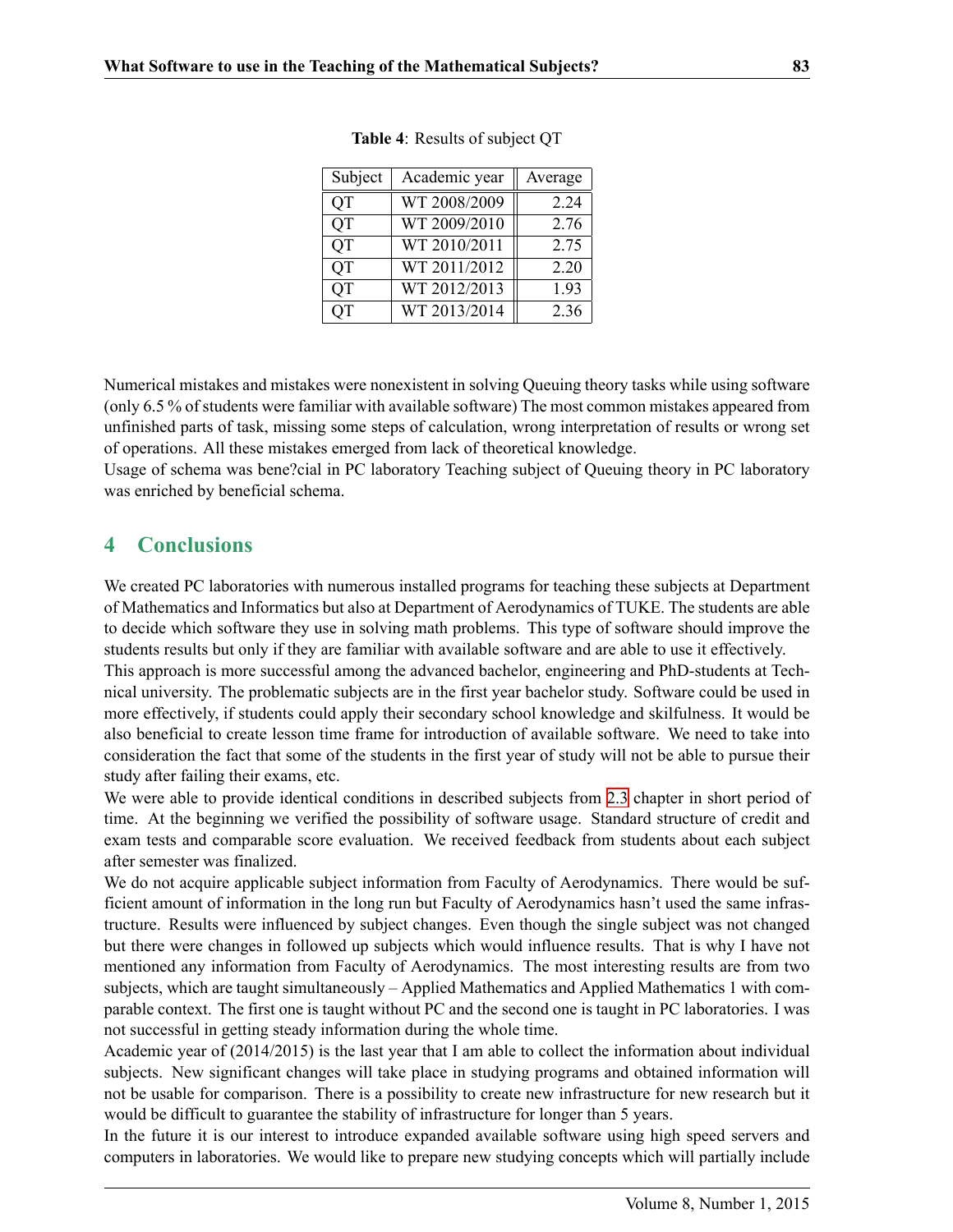**Table 4**: Results of subject QT

| Subject | Academic year | Average |
|---|---|---|
| QT | WT 2008/2009 | 2.24 |
| QT | WT 2009/2010 | 2.76 |
| QT | WT 2010/2011 | 2.75 |
| QT | WT 2011/2012 | 2.20 |
| QT | WT 2012/2013 | 1.93 |
| QT | WT 2013/2014 | 2.36 |

Numerical mistakes and mistakes were nonexistent in solving Queuing theory tasks while using software (only 6.5 % of students were familiar with available software) The most common mistakes appeared from unfinished parts of task, missing some steps of calculation, wrong interpretation of results or wrong set of operations. All these mistakes emerged from lack of theoretical knowledge.
Usage of schema was bene?cial in PC laboratory Teaching subject of Queuing theory in PC laboratory was enriched by beneficial schema.

## 4 Conclusions

We created PC laboratories with numerous installed programs for teaching these subjects at Department of Mathematics and Informatics but also at Department of Aerodynamics of TUKE. The students are able to decide which software they use in solving math problems. This type of software should improve the students results but only if they are familiar with available software and are able to use it effectively.
This approach is more successful among the advanced bachelor, engineering and PhD-students at Technical university. The problematic subjects are in the first year bachelor study. Software could be used in more effectively, if students could apply their secondary school knowledge and skilfulness. It would be also beneficial to create lesson time frame for introduction of available software. We need to take into consideration the fact that some of the students in the first year of study will not be able to pursue their study after failing their exams, etc.
We were able to provide identical conditions in described subjects from 2.3 chapter in short period of time. At the beginning we verified the possibility of software usage. Standard structure of credit and exam tests and comparable score evaluation. We received feedback from students about each subject after semester was finalized.
We do not acquire applicable subject information from Faculty of Aerodynamics. There would be sufficient amount of information in the long run but Faculty of Aerodynamics hasn't used the same infrastructure. Results were influenced by subject changes. Even though the single subject was not changed but there were changes in followed up subjects which would influence results. That is why I have not mentioned any information from Faculty of Aerodynamics. The most interesting results are from two subjects, which are taught simultaneously – Applied Mathematics and Applied Mathematics 1 with comparable context. The first one is taught without PC and the second one is taught in PC laboratories. I was not successful in getting steady information during the whole time.
Academic year of (2014/2015) is the last year that I am able to collect the information about individual subjects. New significant changes will take place in studying programs and obtained information will not be usable for comparison. There is a possibility to create new infrastructure for new research but it would be difficult to guarantee the stability of infrastructure for longer than 5 years.
In the future it is our interest to introduce expanded available software using high speed servers and computers in laboratories. We would like to prepare new studying concepts which will partially include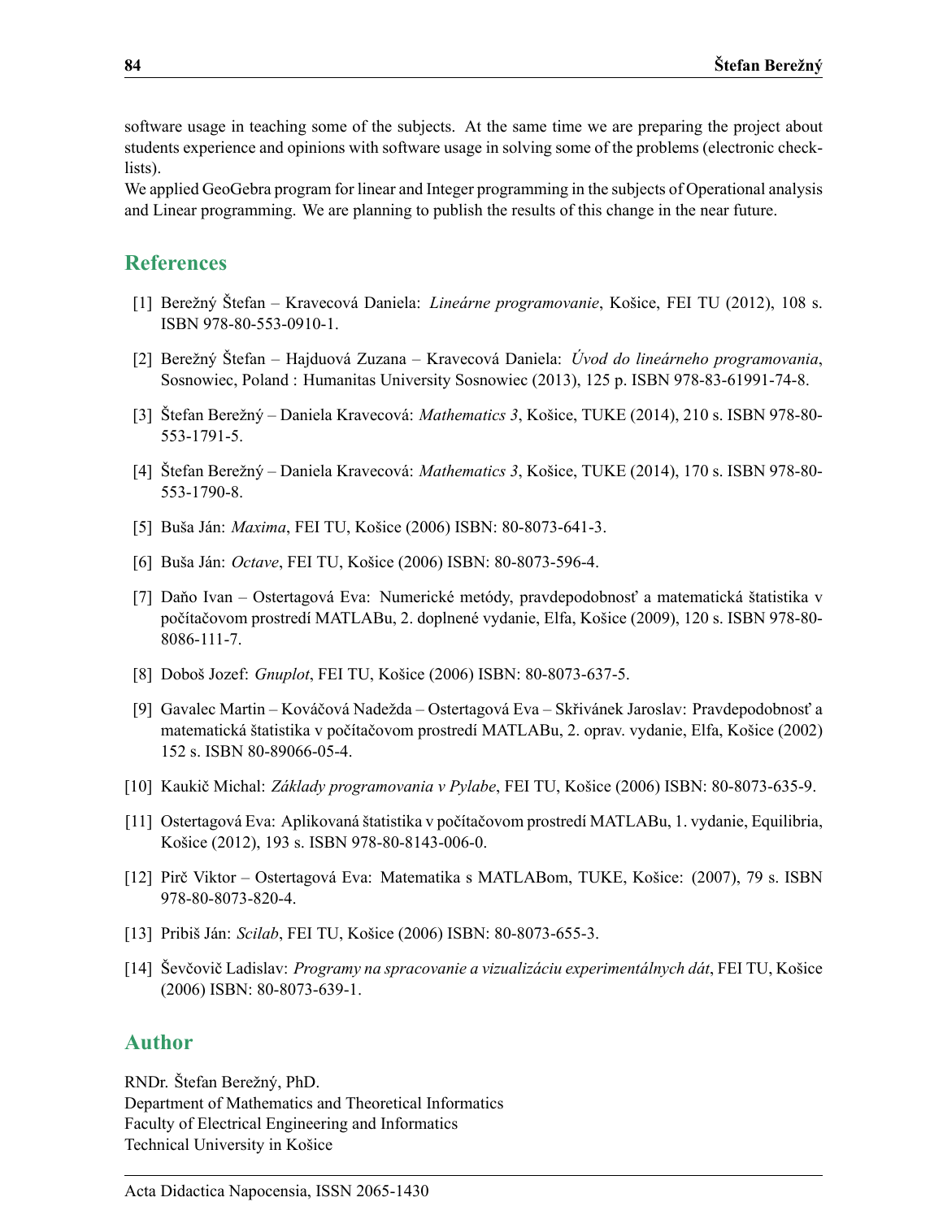software usage in teaching some of the subjects. At the same time we are preparing the project about students experience and opinions with software usage in solving some of the problems (electronic check-lists).

We applied GeoGebra program for linear and Integer programming in the subjects of Operational analysis and Linear programming. We are planning to publish the results of this change in the near future.

## References

[1] Berežný Štefan – Kravecová Daniela: *Lineárne programovanie*, Košice, FEI TU (2012), 108 s. ISBN 978-80-553-0910-1.

[2] Berežný Štefan – Hajduová Zuzana – Kravecová Daniela: *Úvod do lineárneho programovania*, Sosnowiec, Poland : Humanitas University Sosnowiec (2013), 125 p. ISBN 978-83-61991-74-8.

[3] Štefan Berežný – Daniela Kravecová: *Mathematics 3*, Košice, TUKE (2014), 210 s. ISBN 978-80-553-1791-5.

[4] Štefan Berežný – Daniela Kravecová: *Mathematics 3*, Košice, TUKE (2014), 170 s. ISBN 978-80-553-1790-8.

[5] Buša Ján: *Maxima*, FEI TU, Košice (2006) ISBN: 80-8073-641-3.

[6] Buša Ján: *Octave*, FEI TU, Košice (2006) ISBN: 80-8073-596-4.

[7] Daňo Ivan – Ostertagová Eva: Numerické metódy, pravdepodobnosť a matematická štatistika v počítačovom prostredí MATLABu, 2. doplnené vydanie, Elfa, Košice (2009), 120 s. ISBN 978-80-8086-111-7.

[8] Doboš Jozef: *Gnuplot*, FEI TU, Košice (2006) ISBN: 80-8073-637-5.

[9] Gavalec Martin – Kováčová Nadežda – Ostertagová Eva – Skřivánek Jaroslav: Pravdepodobnosť a matematická štatistika v počítačovom prostredí MATLABu, 2. oprav. vydanie, Elfa, Košice (2002) 152 s. ISBN 80-89066-05-4.

[10] Kaukič Michal: *Základy programovania v Pylabe*, FEI TU, Košice (2006) ISBN: 80-8073-635-9.

[11] Ostertagová Eva: Aplikovaná štatistika v počítačovom prostredí MATLABu, 1. vydanie, Equilibria, Košice (2012), 193 s. ISBN 978-80-8143-006-0.

[12] Pirč Viktor – Ostertagová Eva: Matematika s MATLABom, TUKE, Košice: (2007), 79 s. ISBN 978-80-8073-820-4.

[13] Pribiš Ján: *Scilab*, FEI TU, Košice (2006) ISBN: 80-8073-655-3.

[14] Ševčovič Ladislav: *Programy na spracovanie a vizualizáciu experimentálnych dát*, FEI TU, Košice (2006) ISBN: 80-8073-639-1.

## Author

RNDr. Štefan Berežný, PhD.
Department of Mathematics and Theoretical Informatics
Faculty of Electrical Engineering and Informatics
Technical University in Košice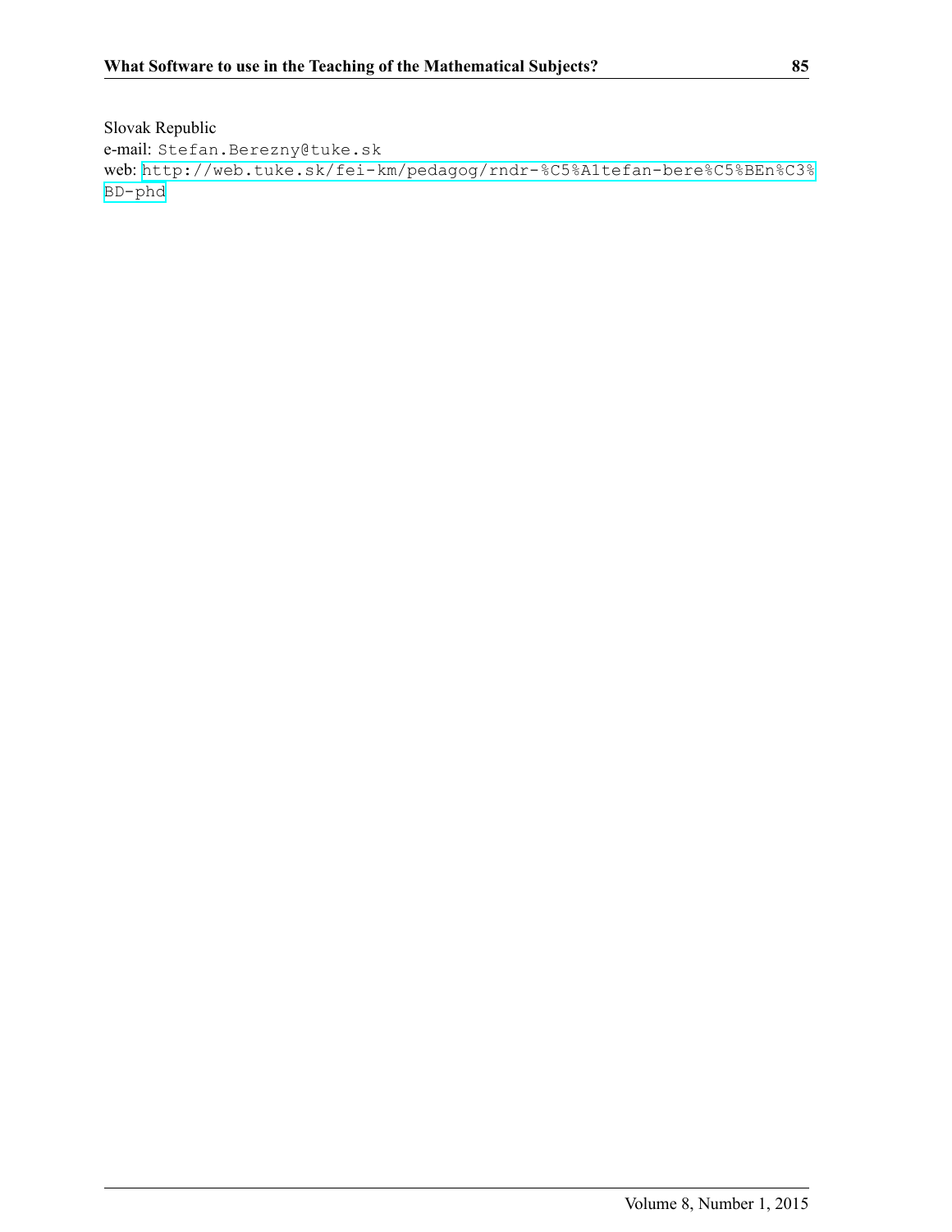Slovak Republic
e-mail: Stefan.Berezny@tuke.sk
web: http://web.tuke.sk/fei-km/pedagog/rndr-%C5%A1tefan-bere%C5%BEn%C3%BD-phd